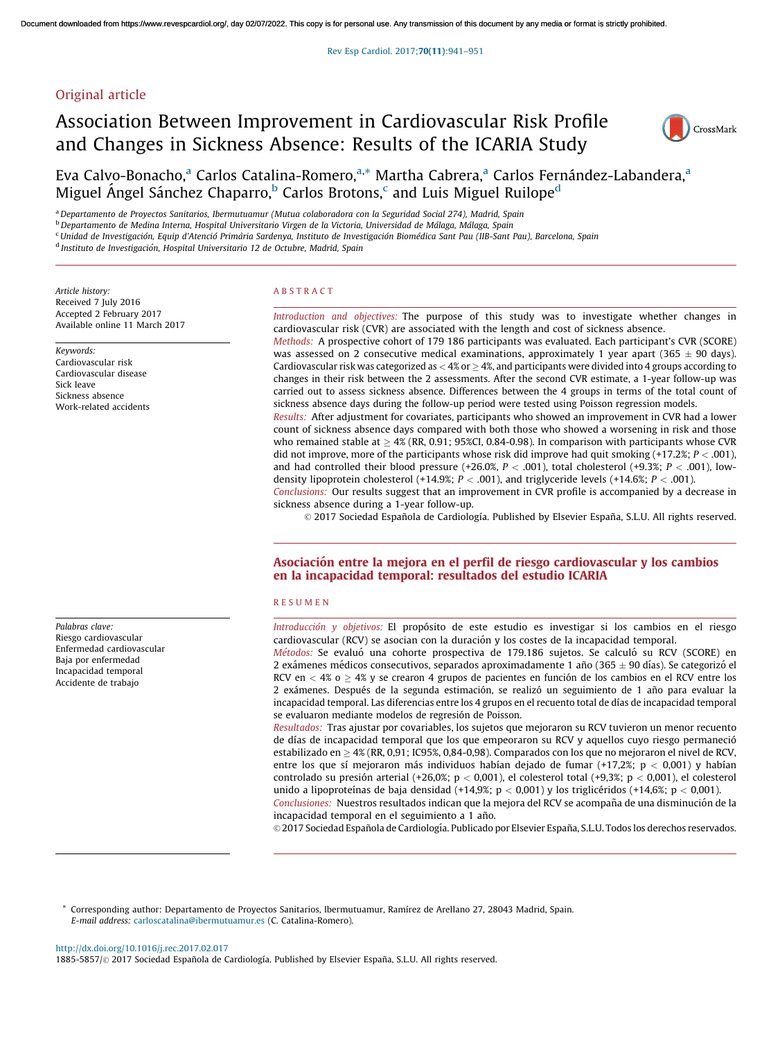Original article

# Association Between Improvement in Cardiovascular Risk Profile and Changes in Sickness Absence: Results of the ICARIA Study

Eva Calvo-Bonacho,[a] Carlos Catalina-Romero,[a,*] Martha Cabrera,[a] Carlos Fernández-Labandera,[a] Miguel Ángel Sánchez Chaparro,[b] Carlos Brotons,[c] and Luis Miguel Ruilope[d]

[a] Departamento de Proyectos Sanitarios, Ibermutuamur (Mutua colaboradora con la Seguridad Social 274), Madrid, Spain
[b] Departamento de Medina Interna, Hospital Universitario Virgen de la Victoria, Universidad de Málaga, Málaga, Spain
[c] Unidad de Investigación, Equip d'Atenció Primària Sardenya, Instituto de Investigación Biomédica Sant Pau (IIB-Sant Pau), Barcelona, Spain
[d] Instituto de Investigación, Hospital Universitario 12 de Octubre, Madrid, Spain

*Article history:*
Received 7 July 2016
Accepted 2 February 2017
Available online 11 March 2017

*Keywords:*
Cardiovascular risk
Cardiovascular disease
Sick leave
Sickness absence
Work-related accidents

## ABSTRACT

*Introduction and objectives:* The purpose of this study was to investigate whether changes in cardiovascular risk (CVR) are associated with the length and cost of sickness absence.

*Methods:* A prospective cohort of 179 186 participants was evaluated. Each participant's CVR (SCORE) was assessed on 2 consecutive medical examinations, approximately 1 year apart (365 ± 90 days). Cardiovascular risk was categorized as < 4% or ≥ 4%, and participants were divided into 4 groups according to changes in their risk between the 2 assessments. After the second CVR estimate, a 1-year follow-up was carried out to assess sickness absence. Differences between the 4 groups in terms of the total count of sickness absence days during the follow-up period were tested using Poisson regression models.

*Results:* After adjustment for covariates, participants who showed an improvement in CVR had a lower count of sickness absence days compared with both those who showed a worsening in risk and those who remained stable at ≥ 4% (RR, 0.91; 95%CI, 0.84-0.98). In comparison with participants whose CVR did not improve, more of the participants whose risk did improve had quit smoking (+17.2%; $P < .001$), and had controlled their blood pressure (+26.0%, $P < .001$), total cholesterol (+9.3%; $P < .001$), low-density lipoprotein cholesterol (+14.9%; $P < .001$), and triglyceride levels (+14.6%; $P < .001$).

*Conclusions:* Our results suggest that an improvement in CVR profile is accompanied by a decrease in sickness absence during a 1-year follow-up.

© 2017 Sociedad Española de Cardiología. Published by Elsevier España, S.L.U. All rights reserved.

## Asociación entre la mejora en el perfil de riesgo cardiovascular y los cambios en la incapacidad temporal: resultados del estudio ICARIA

*Palabras clave:*
Riesgo cardiovascular
Enfermedad cardiovascular
Baja por enfermedad
Incapacidad temporal
Accidente de trabajo

## RESUMEN

*Introducción y objetivos:* El propósito de este estudio es investigar si los cambios en el riesgo cardiovascular (RCV) se asocian con la duración y los costes de la incapacidad temporal.

*Métodos:* Se evaluó una cohorte prospectiva de 179.186 sujetos. Se calculó su RCV (SCORE) en 2 exámenes médicos consecutivos, separados aproximadamente 1 año (365 ± 90 días). Se categorizó el RCV en < 4% o ≥ 4% y se crearon 4 grupos de pacientes en función de los cambios en el RCV entre los 2 exámenes. Después de la segunda estimación, se realizó un seguimiento de 1 año para evaluar la incapacidad temporal. Las diferencias entre los 4 grupos en el recuento total de días de incapacidad temporal se evaluaron mediante modelos de regresión de Poisson.

*Resultados:* Tras ajustar por covariables, los sujetos que mejoraron su RCV tuvieron un menor recuento de días de incapacidad temporal que los que empeoraron su RCV y aquellos cuyo riesgo permaneció estabilizado en ≥ 4% (RR, 0,91; IC95%, 0,84-0,98). Comparados con los que no mejoraron el nivel de RCV, entre los que sí mejoraron más individuos habían dejado de fumar (+17,2%; p < 0,001) y habían controlado su presión arterial (+26,0%; p < 0,001), el colesterol total (+9,3%; p < 0,001), el colesterol unido a lipoproteínas de baja densidad (+14,9%; p < 0,001) y los triglicéridos (+14,6%; p < 0,001).

*Conclusiones:* Nuestros resultados indican que la mejora del RCV se acompaña de una disminución de la incapacidad temporal en el seguimiento a 1 año.

© 2017 Sociedad Española de Cardiología. Publicado por Elsevier España, S.L.U. Todos los derechos reservados.

\* Corresponding author: Departamento de Proyectos Sanitarios, Ibermutuamur, Ramírez de Arellano 27, 28043 Madrid, Spain.
*E-mail address:* carloscatalina@ibermutuamur.es (C. Catalina-Romero).

http://dx.doi.org/10.1016/j.rec.2017.02.017
1885-5857/© 2017 Sociedad Española de Cardiología. Published by Elsevier España, S.L.U. All rights reserved.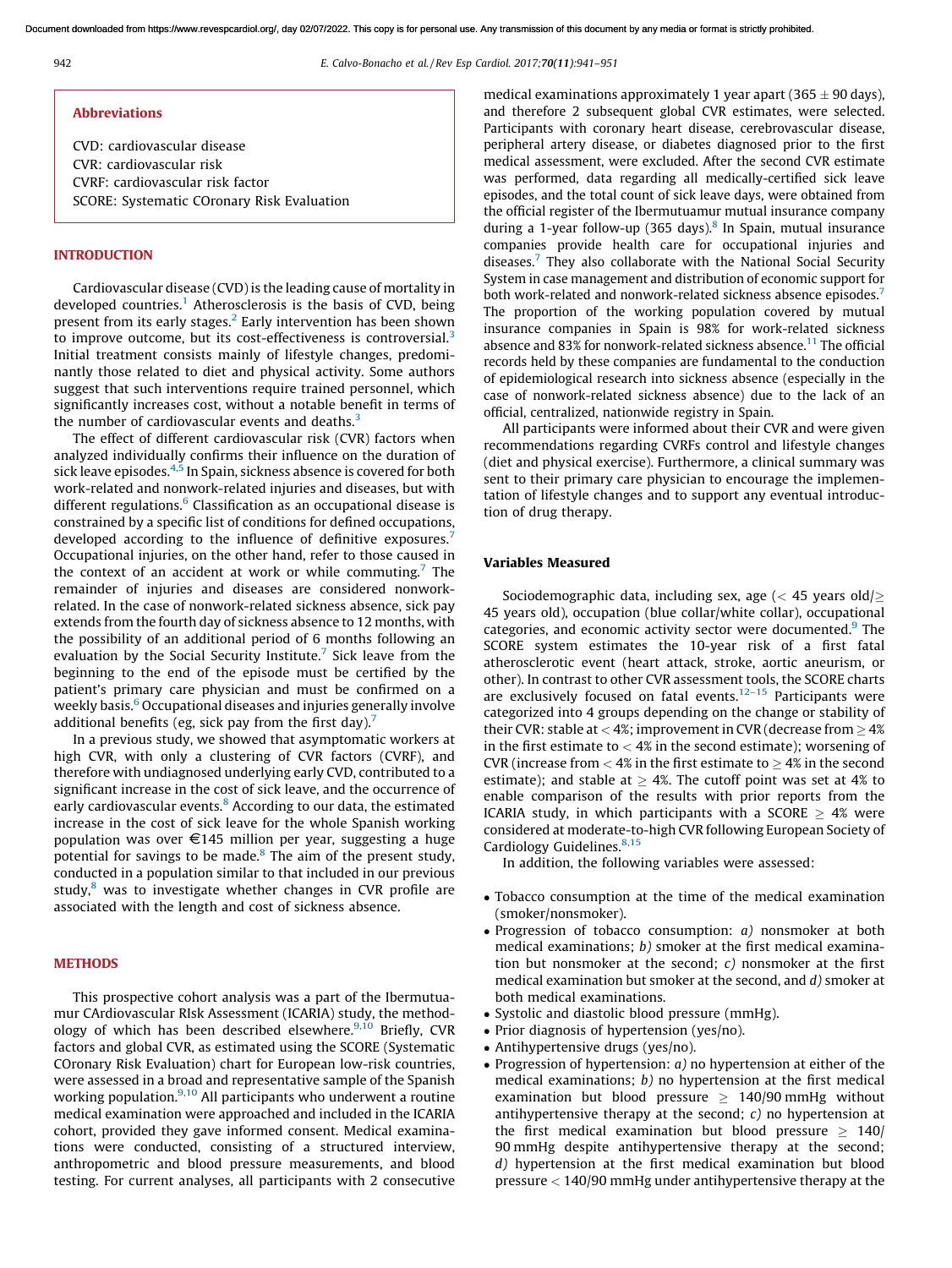## Abbreviations

CVD: cardiovascular disease
CVR: cardiovascular risk
CVRF: cardiovascular risk factor
SCORE: Systematic COronary Risk Evaluation

## INTRODUCTION

Cardiovascular disease (CVD) is the leading cause of mortality in developed countries.[1] Atherosclerosis is the basis of CVD, being present from its early stages.[2] Early intervention has been shown to improve outcome, but its cost-effectiveness is controversial.[3] Initial treatment consists mainly of lifestyle changes, predominantly those related to diet and physical activity. Some authors suggest that such interventions require trained personnel, which significantly increases cost, without a notable benefit in terms of the number of cardiovascular events and deaths.[3]

The effect of different cardiovascular risk (CVR) factors when analyzed individually confirms their influence on the duration of sick leave episodes.[4,5] In Spain, sickness absence is covered for both work-related and nonwork-related injuries and diseases, but with different regulations.[6] Classification as an occupational disease is constrained by a specific list of conditions for defined occupations, developed according to the influence of definitive exposures.[7] Occupational injuries, on the other hand, refer to those caused in the context of an accident at work or while commuting.[7] The remainder of injuries and diseases are considered nonwork-related. In the case of nonwork-related sickness absence, sick pay extends from the fourth day of sickness absence to 12 months, with the possibility of an additional period of 6 months following an evaluation by the Social Security Institute.[7] Sick leave from the beginning to the end of the episode must be certified by the patient's primary care physician and must be confirmed on a weekly basis.[6] Occupational diseases and injuries generally involve additional benefits (eg, sick pay from the first day).[7]

In a previous study, we showed that asymptomatic workers at high CVR, with only a clustering of CVR factors (CVRF), and therefore with undiagnosed underlying early CVD, contributed to a significant increase in the cost of sick leave, and the occurrence of early cardiovascular events.[8] According to our data, the estimated increase in the cost of sick leave for the whole Spanish working population was over €145 million per year, suggesting a huge potential for savings to be made.[8] The aim of the present study, conducted in a population similar to that included in our previous study,[8] was to investigate whether changes in CVR profile are associated with the length and cost of sickness absence.

## METHODS

This prospective cohort analysis was a part of the Ibermutuamur CArdiovascular RIsk Assessment (ICARIA) study, the methodology of which has been described elsewhere.[9,10] Briefly, CVR factors and global CVR, as estimated using the SCORE (Systematic COronary Risk Evaluation) chart for European low-risk countries, were assessed in a broad and representative sample of the Spanish working population.[9,10] All participants who underwent a routine medical examination were approached and included in the ICARIA cohort, provided they gave informed consent. Medical examinations were conducted, consisting of a structured interview, anthropometric and blood pressure measurements, and blood testing. For current analyses, all participants with 2 consecutive medical examinations approximately 1 year apart (365 $\pm$ 90 days), and therefore 2 subsequent global CVR estimates, were selected. Participants with coronary heart disease, cerebrovascular disease, peripheral artery disease, or diabetes diagnosed prior to the first medical assessment, were excluded. After the second CVR estimate was performed, data regarding all medically-certified sick leave episodes, and the total count of sick leave days, were obtained from the official register of the Ibermutuamur mutual insurance company during a 1-year follow-up (365 days).[8] In Spain, mutual insurance companies provide health care for occupational injuries and diseases.[7] They also collaborate with the National Social Security System in case management and distribution of economic support for both work-related and nonwork-related sickness absence episodes.[7] The proportion of the working population covered by mutual insurance companies in Spain is 98% for work-related sickness absence and 83% for nonwork-related sickness absence.[11] The official records held by these companies are fundamental to the conduction of epidemiological research into sickness absence (especially in the case of nonwork-related sickness absence) due to the lack of an official, centralized, nationwide registry in Spain.

All participants were informed about their CVR and were given recommendations regarding CVRFs control and lifestyle changes (diet and physical exercise). Furthermore, a clinical summary was sent to their primary care physician to encourage the implementation of lifestyle changes and to support any eventual introduction of drug therapy.

### Variables Measured

Sociodemographic data, including sex, age ($<$ 45 years old/$\geq$ 45 years old), occupation (blue collar/white collar), occupational categories, and economic activity sector were documented.[9] The SCORE system estimates the 10-year risk of a first fatal atherosclerotic event (heart attack, stroke, aortic aneurism, or other). In contrast to other CVR assessment tools, the SCORE charts are exclusively focused on fatal events.[12–15] Participants were categorized into 4 groups depending on the change or stability of their CVR: stable at $<$ 4%; improvement in CVR (decrease from $\geq$ 4% in the first estimate to $<$ 4% in the second estimate); worsening of CVR (increase from $<$ 4% in the first estimate to $\geq$ 4% in the second estimate); and stable at $\geq$ 4%. The cutoff point was set at 4% to enable comparison of the results with prior reports from the ICARIA study, in which participants with a SCORE $\geq$ 4% were considered at moderate-to-high CVR following European Society of Cardiology Guidelines.[8,15]

In addition, the following variables were assessed:

- Tobacco consumption at the time of the medical examination (smoker/nonsmoker).
- Progression of tobacco consumption: *a)* nonsmoker at both medical examinations; *b)* smoker at the first medical examination but nonsmoker at the second; *c)* nonsmoker at the first medical examination but smoker at the second, and *d)* smoker at both medical examinations.
- Systolic and diastolic blood pressure (mmHg).
- Prior diagnosis of hypertension (yes/no).
- Antihypertensive drugs (yes/no).
- Progression of hypertension: *a)* no hypertension at either of the medical examinations; *b)* no hypertension at the first medical examination but blood pressure $\geq$ 140/90 mmHg without antihypertensive therapy at the second; *c)* no hypertension at the first medical examination but blood pressure $\geq$ 140/90 mmHg despite antihypertensive therapy at the second; *d)* hypertension at the first medical examination but blood pressure $<$ 140/90 mmHg under antihypertensive therapy at the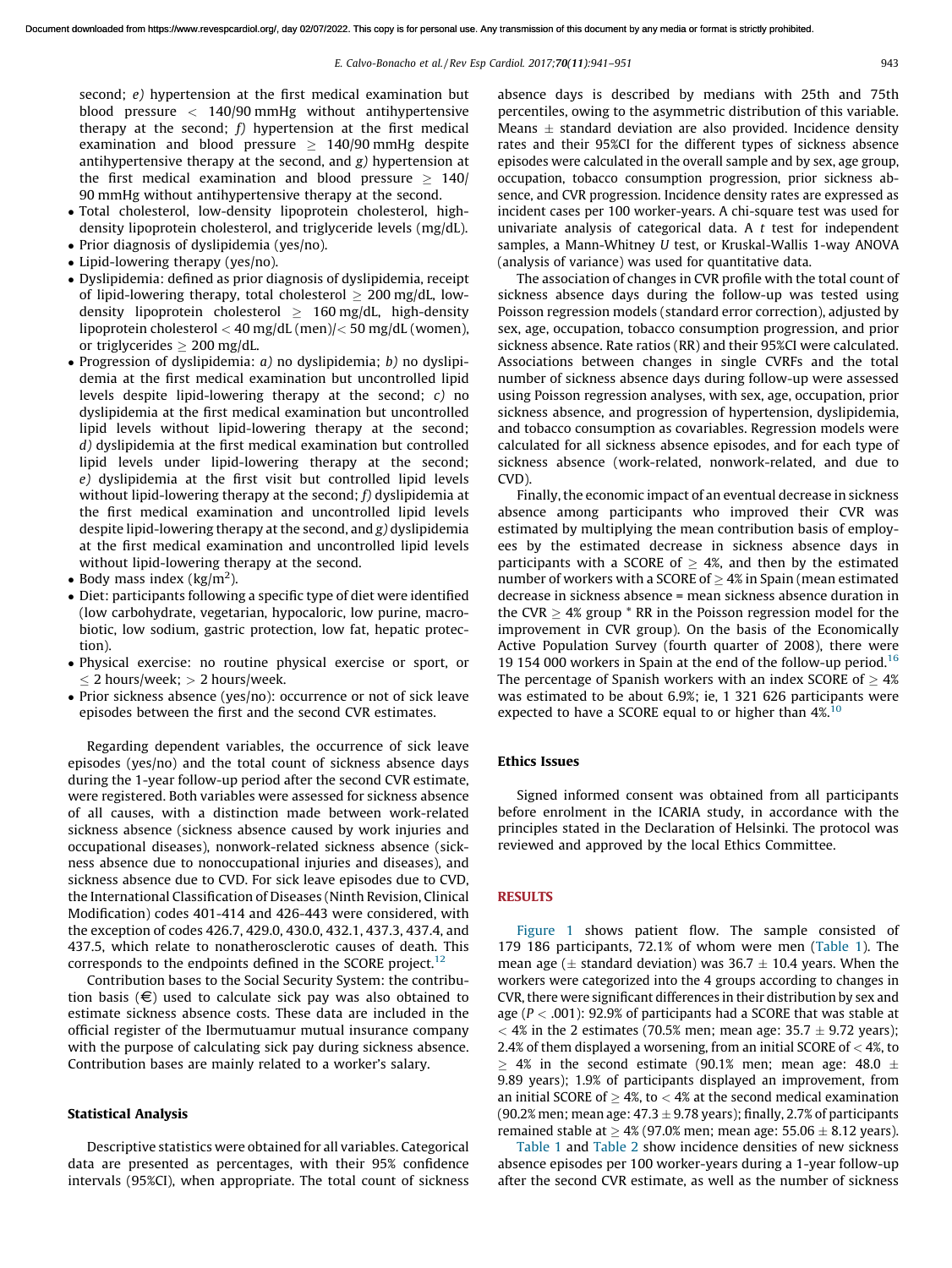second; *e)* hypertension at the first medical examination but blood pressure < 140/90 mmHg without antihypertensive therapy at the second; *f)* hypertension at the first medical examination and blood pressure ≥ 140/90 mmHg despite antihypertensive therapy at the second, and *g)* hypertension at the first medical examination and blood pressure ≥ 140/90 mmHg without antihypertensive therapy at the second.

- Total cholesterol, low-density lipoprotein cholesterol, high-density lipoprotein cholesterol, and triglyceride levels (mg/dL).
- Prior diagnosis of dyslipidemia (yes/no).
- Lipid-lowering therapy (yes/no).
- Dyslipidemia: defined as prior diagnosis of dyslipidemia, receipt of lipid-lowering therapy, total cholesterol ≥ 200 mg/dL, low-density lipoprotein cholesterol ≥ 160 mg/dL, high-density lipoprotein cholesterol < 40 mg/dL (men)/< 50 mg/dL (women), or triglycerides ≥ 200 mg/dL.
- Progression of dyslipidemia: *a)* no dyslipidemia; *b)* no dyslipidemia at the first medical examination but uncontrolled lipid levels despite lipid-lowering therapy at the second; *c)* no dyslipidemia at the first medical examination but uncontrolled lipid levels without lipid-lowering therapy at the second; *d)* dyslipidemia at the first medical examination but controlled lipid levels under lipid-lowering therapy at the second; *e)* dyslipidemia at the first visit but controlled lipid levels without lipid-lowering therapy at the second; *f)* dyslipidemia at the first medical examination and uncontrolled lipid levels despite lipid-lowering therapy at the second, and *g)* dyslipidemia at the first medical examination and uncontrolled lipid levels without lipid-lowering therapy at the second.
- Body mass index (kg/m$^2$).
- Diet: participants following a specific type of diet were identified (low carbohydrate, vegetarian, hypocaloric, low purine, macrobiotic, low sodium, gastric protection, low fat, hepatic protection).
- Physical exercise: no routine physical exercise or sport, or ≤ 2 hours/week; > 2 hours/week.
- Prior sickness absence (yes/no): occurrence or not of sick leave episodes between the first and the second CVR estimates.

Regarding dependent variables, the occurrence of sick leave episodes (yes/no) and the total count of sickness absence days during the 1-year follow-up period after the second CVR estimate, were registered. Both variables were assessed for sickness absence of all causes, with a distinction made between work-related sickness absence (sickness absence caused by work injuries and occupational diseases), nonwork-related sickness absence (sickness absence due to nonoccupational injuries and diseases), and sickness absence due to CVD. For sick leave episodes due to CVD, the International Classification of Diseases (Ninth Revision, Clinical Modification) codes 401-414 and 426-443 were considered, with the exception of codes 426.7, 429.0, 430.0, 432.1, 437.3, 437.4, and 437.5, which relate to nonatherosclerotic causes of death. This corresponds to the endpoints defined in the SCORE project.[12]

Contribution bases to the Social Security System: the contribution basis (€) used to calculate sick pay was also obtained to estimate sickness absence costs. These data are included in the official register of the Ibermutuamur mutual insurance company with the purpose of calculating sick pay during sickness absence. Contribution bases are mainly related to a worker's salary.

### Statistical Analysis

Descriptive statistics were obtained for all variables. Categorical data are presented as percentages, with their 95% confidence intervals (95%CI), when appropriate. The total count of sickness absence days is described by medians with 25th and 75th percentiles, owing to the asymmetric distribution of this variable. Means ± standard deviation are also provided. Incidence density rates and their 95%CI for the different types of sickness absence episodes were calculated in the overall sample and by sex, age group, occupation, tobacco consumption progression, prior sickness absence, and CVR progression. Incidence density rates are expressed as incident cases per 100 worker-years. A chi-square test was used for univariate analysis of categorical data. A *t* test for independent samples, a Mann-Whitney *U* test, or Kruskal-Wallis 1-way ANOVA (analysis of variance) was used for quantitative data.

The association of changes in CVR profile with the total count of sickness absence days during the follow-up was tested using Poisson regression models (standard error correction), adjusted by sex, age, occupation, tobacco consumption progression, and prior sickness absence. Rate ratios (RR) and their 95%CI were calculated. Associations between changes in single CVRFs and the total number of sickness absence days during follow-up were assessed using Poisson regression analyses, with sex, age, occupation, prior sickness absence, and progression of hypertension, dyslipidemia, and tobacco consumption as covariables. Regression models were calculated for all sickness absence episodes, and for each type of sickness absence (work-related, nonwork-related, and due to CVD).

Finally, the economic impact of an eventual decrease in sickness absence among participants who improved their CVR was estimated by multiplying the mean contribution basis of employees by the estimated decrease in sickness absence days in participants with a SCORE of ≥ 4%, and then by the estimated number of workers with a SCORE of ≥ 4% in Spain (mean estimated decrease in sickness absence = mean sickness absence duration in the CVR ≥ 4% group * RR in the Poisson regression model for the improvement in CVR group). On the basis of the Economically Active Population Survey (fourth quarter of 2008), there were 19 154 000 workers in Spain at the end of the follow-up period.[16] The percentage of Spanish workers with an index SCORE of ≥ 4% was estimated to be about 6.9%; ie, 1 321 626 participants were expected to have a SCORE equal to or higher than 4%.[10]

### Ethics Issues

Signed informed consent was obtained from all participants before enrolment in the ICARIA study, in accordance with the principles stated in the Declaration of Helsinki. The protocol was reviewed and approved by the local Ethics Committee.

## RESULTS

Figure 1 shows patient flow. The sample consisted of 179 186 participants, 72.1% of whom were men (Table 1). The mean age (± standard deviation) was 36.7 ± 10.4 years. When the workers were categorized into the 4 groups according to changes in CVR, there were significant differences in their distribution by sex and age (*P* < .001): 92.9% of participants had a SCORE that was stable at < 4% in the 2 estimates (70.5% men; mean age: 35.7 ± 9.72 years); 2.4% of them displayed a worsening, from an initial SCORE of < 4%, to ≥ 4% in the second estimate (90.1% men; mean age: 48.0 ± 9.89 years); 1.9% of participants displayed an improvement, from an initial SCORE of ≥ 4%, to < 4% at the second medical examination (90.2% men; mean age: 47.3 ± 9.78 years); finally, 2.7% of participants remained stable at ≥ 4% (97.0% men; mean age: 55.06 ± 8.12 years).

Table 1 and Table 2 show incidence densities of new sickness absence episodes per 100 worker-years during a 1-year follow-up after the second CVR estimate, as well as the number of sickness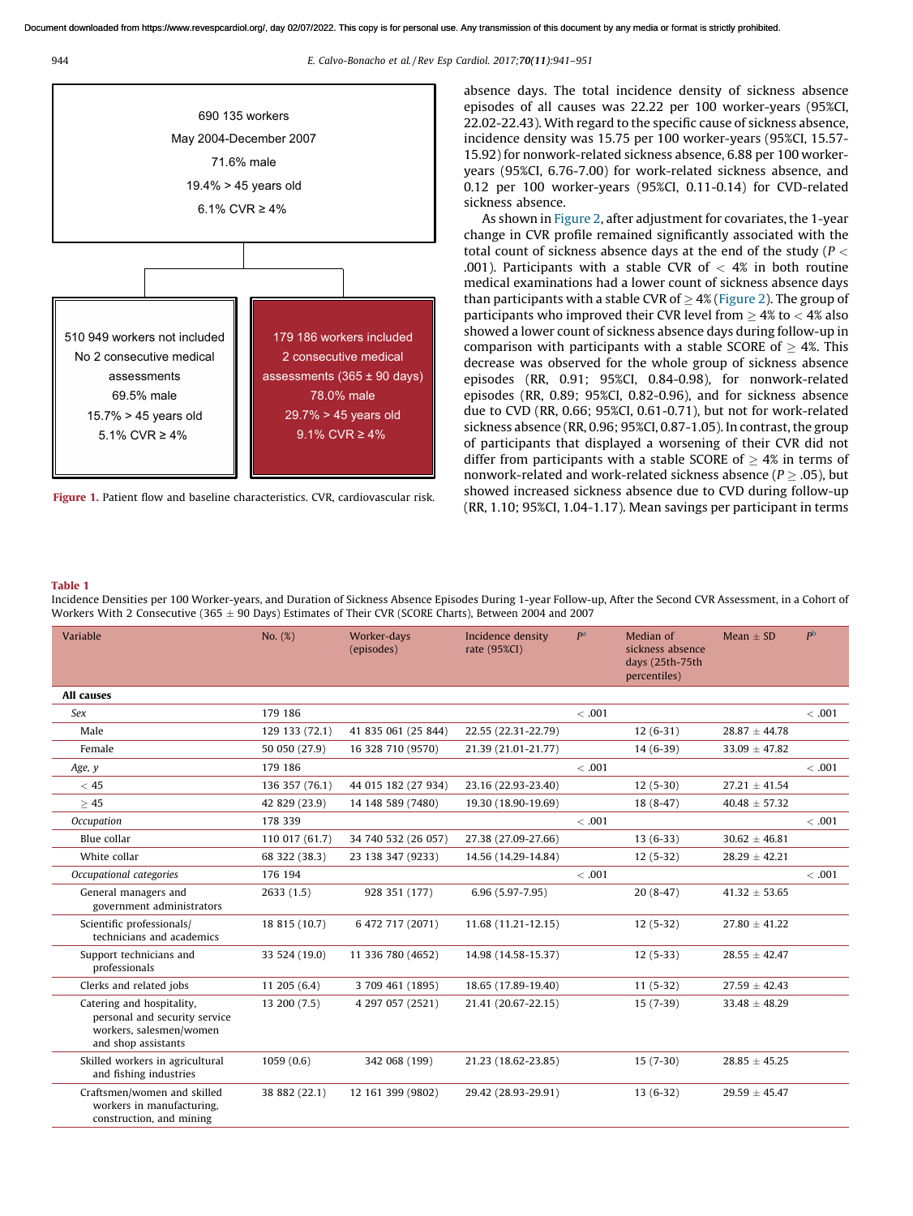690 135 workers
May 2004-December 2007
71.6% male
19.4% > 45 years old
6.1% CVR ≥ 4%

510 949 workers not included
No 2 consecutive medical assessments
69.5% male
15.7% > 45 years old
5.1% CVR ≥ 4%

179 186 workers included
2 consecutive medical assessments (365 ± 90 days)
78.0% male
29.7% > 45 years old
9.1% CVR ≥ 4%

**Figure 1.** Patient flow and baseline characteristics. CVR, cardiovascular risk.

absence days. The total incidence density of sickness absence episodes of all causes was 22.22 per 100 worker-years (95%CI, 22.02-22.43). With regard to the specific cause of sickness absence, incidence density was 15.75 per 100 worker-years (95%CI, 15.57-15.92) for nonwork-related sickness absence, 6.88 per 100 worker-years (95%CI, 6.76-7.00) for work-related sickness absence, and 0.12 per 100 worker-years (95%CI, 0.11-0.14) for CVD-related sickness absence.

As shown in Figure 2, after adjustment for covariates, the 1-year change in CVR profile remained significantly associated with the total count of sickness absence days at the end of the study ($P < .001$). Participants with a stable CVR of < 4% in both routine medical examinations had a lower count of sickness absence days than participants with a stable CVR of ≥ 4% (Figure 2). The group of participants who improved their CVR level from ≥ 4% to < 4% also showed a lower count of sickness absence days during follow-up in comparison with participants with a stable SCORE of ≥ 4%. This decrease was observed for the whole group of sickness absence episodes (RR, 0.91; 95%CI, 0.84-0.98), for nonwork-related episodes (RR, 0.89; 95%CI, 0.82-0.96), and for sickness absence due to CVD (RR, 0.66; 95%CI, 0.61-0.71), but not for work-related sickness absence (RR, 0.96; 95%CI, 0.87-1.05). In contrast, the group of participants that displayed a worsening of their CVR did not differ from participants with a stable SCORE of ≥ 4% in terms of nonwork-related and work-related sickness absence ($P \geq .05$), but showed increased sickness absence due to CVD during follow-up (RR, 1.10; 95%CI, 1.04-1.17). Mean savings per participant in terms

**Table 1**
Incidence Densities per 100 Worker-years, and Duration of Sickness Absence Episodes During 1-year Follow-up, After the Second CVR Assessment, in a Cohort of Workers With 2 Consecutive (365 ± 90 Days) Estimates of Their CVR (SCORE Charts), Between 2004 and 2007

| Variable | No. (%) | Worker-days (episodes) | Incidence density rate (95%CI) | P[a] | Median of sickness absence days (25th-75th percentiles) | Mean ± SD | P[b] |
|---|---|---|---|---|---|---|---|
| **All causes** | | | | | | | |
| *Sex* | 179 186 | | | < .001 | | | < .001 |
| Male | 129 133 (72.1) | 41 835 061 (25 844) | 22.55 (22.31-22.79) | | 12 (6-31) | 28.87 ± 44.78 | |
| Female | 50 050 (27.9) | 16 328 710 (9570) | 21.39 (21.01-21.77) | | 14 (6-39) | 33.09 ± 47.82 | |
| *Age, y* | 179 186 | | | < .001 | | | < .001 |
| < 45 | 136 357 (76.1) | 44 015 182 (27 934) | 23.16 (22.93-23.40) | | 12 (5-30) | 27.21 ± 41.54 | |
| ≥ 45 | 42 829 (23.9) | 14 148 589 (7480) | 19.30 (18.90-19.69) | | 18 (8-47) | 40.48 ± 57.32 | |
| *Occupation* | 178 339 | | | < .001 | | | < .001 |
| Blue collar | 110 017 (61.7) | 34 740 532 (26 057) | 27.38 (27.09-27.66) | | 13 (6-33) | 30.62 ± 46.81 | |
| White collar | 68 322 (38.3) | 23 138 347 (9233) | 14.56 (14.29-14.84) | | 12 (5-32) | 28.29 ± 42.21 | |
| *Occupational categories* | 176 194 | | | < .001 | | | < .001 |
| General managers and government administrators | 2633 (1.5) | 928 351 (177) | 6.96 (5.97-7.95) | | 20 (8-47) | 41.32 ± 53.65 | |
| Scientific professionals/ technicians and academics | 18 815 (10.7) | 6 472 717 (2071) | 11.68 (11.21-12.15) | | 12 (5-32) | 27.80 ± 41.22 | |
| Support technicians and professionals | 33 524 (19.0) | 11 336 780 (4652) | 14.98 (14.58-15.37) | | 12 (5-33) | 28.55 ± 42.47 | |
| Clerks and related jobs | 11 205 (6.4) | 3 709 461 (1895) | 18.65 (17.89-19.40) | | 11 (5-32) | 27.59 ± 42.43 | |
| Catering and hospitality, personal and security service workers, salesmen/women and shop assistants | 13 200 (7.5) | 4 297 057 (2521) | 21.41 (20.67-22.15) | | 15 (7-39) | 33.48 ± 48.29 | |
| Skilled workers in agricultural and fishing industries | 1059 (0.6) | 342 068 (199) | 21.23 (18.62-23.85) | | 15 (7-30) | 28.85 ± 45.25 | |
| Craftsmen/women and skilled workers in manufacturing, construction, and mining | 38 882 (22.1) | 12 161 399 (9802) | 29.42 (28.93-29.91) | | 13 (6-32) | 29.59 ± 45.47 | |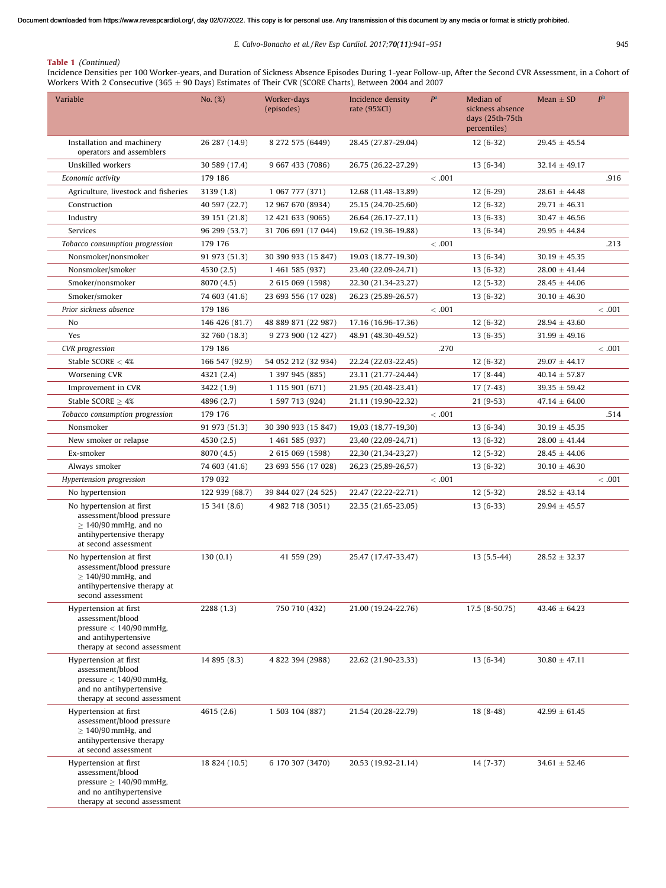**Table 1** *(Continued)*

Incidence Densities per 100 Worker-years, and Duration of Sickness Absence Episodes During 1-year Follow-up, After the Second CVR Assessment, in a Cohort of Workers With 2 Consecutive (365 ± 90 Days) Estimates of Their CVR (SCORE Charts), Between 2004 and 2007

| Variable | No. (%) | Worker-days (episodes) | Incidence density rate (95%CI) | P[a] | Median of sickness absence days (25th-75th percentiles) | Mean ± SD | P[b] |
|---|---|---|---|---|---|---|---|
| Installation and machinery operators and assemblers | 26 287 (14.9) | 8 272 575 (6449) | 28.45 (27.87-29.04) | | 12 (6-32) | 29.45 ± 45.54 | |
| Unskilled workers | 30 589 (17.4) | 9 667 433 (7086) | 26.75 (26.22-27.29) | | 13 (6-34) | 32.14 ± 49.17 | |
| *Economic activity* | 179 186 | | | < .001 | | | .916 |
| Agriculture, livestock and fisheries | 3139 (1.8) | 1 067 777 (371) | 12.68 (11.48-13.89) | | 12 (6-29) | 28.61 ± 44.48 | |
| Construction | 40 597 (22.7) | 12 967 670 (8934) | 25.15 (24.70-25.60) | | 12 (6-32) | 29.71 ± 46.31 | |
| Industry | 39 151 (21.8) | 12 421 633 (9065) | 26.64 (26.17-27.11) | | 13 (6-33) | 30.47 ± 46.56 | |
| Services | 96 299 (53.7) | 31 706 691 (17 044) | 19.62 (19.36-19.88) | | 13 (6-34) | 29.95 ± 44.84 | |
| *Tobacco consumption progression* | 179 176 | | | < .001 | | | .213 |
| Nonsmoker/nonsmoker | 91 973 (51.3) | 30 390 933 (15 847) | 19.03 (18.77-19.30) | | 13 (6-34) | 30.19 ± 45.35 | |
| Nonsmoker/smoker | 4530 (2.5) | 1 461 585 (937) | 23.40 (22.09-24.71) | | 13 (6-32) | 28.00 ± 41.44 | |
| Smoker/nonsmoker | 8070 (4.5) | 2 615 069 (1598) | 22.30 (21.34-23.27) | | 12 (5-32) | 28.45 ± 44.06 | |
| Smoker/smoker | 74 603 (41.6) | 23 693 556 (17 028) | 26.23 (25.89-26.57) | | 13 (6-32) | 30.10 ± 46.30 | |
| *Prior sickness absence* | 179 186 | | | < .001 | | | < .001 |
| No | 146 426 (81.7) | 48 889 871 (22 987) | 17.16 (16.96-17.36) | | 12 (6-32) | 28.94 ± 43.60 | |
| Yes | 32 760 (18.3) | 9 273 900 (12 427) | 48.91 (48.30-49.52) | | 13 (6-35) | 31.99 ± 49.16 | |
| *CVR progression* | 179 186 | | | .270 | | | < .001 |
| Stable SCORE < 4% | 166 547 (92.9) | 54 052 212 (32 934) | 22.24 (22.03-22.45) | | 12 (6-32) | 29.07 ± 44.17 | |
| Worsening CVR | 4321 (2.4) | 1 397 945 (885) | 23.11 (21.77-24.44) | | 17 (8-44) | 40.14 ± 57.87 | |
| Improvement in CVR | 3422 (1.9) | 1 115 901 (671) | 21.95 (20.48-23.41) | | 17 (7-43) | 39.35 ± 59.42 | |
| Stable SCORE ≥ 4% | 4896 (2.7) | 1 597 713 (924) | 21.11 (19.90-22.32) | | 21 (9-53) | 47.14 ± 64.00 | |
| *Tobacco consumption progression* | 179 176 | | | < .001 | | | .514 |
| Nonsmoker | 91 973 (51.3) | 30 390 933 (15 847) | 19,03 (18,77-19,30) | | 13 (6-34) | 30.19 ± 45.35 | |
| New smoker or relapse | 4530 (2.5) | 1 461 585 (937) | 23,40 (22,09-24,71) | | 13 (6-32) | 28.00 ± 41.44 | |
| Ex-smoker | 8070 (4.5) | 2 615 069 (1598) | 22,30 (21,34-23,27) | | 12 (5-32) | 28.45 ± 44.06 | |
| Always smoker | 74 603 (41.6) | 23 693 556 (17 028) | 26,23 (25,89-26,57) | | 13 (6-32) | 30.10 ± 46.30 | |
| *Hypertension progression* | 179 032 | | | < .001 | | | < .001 |
| No hypertension | 122 939 (68.7) | 39 844 027 (24 525) | 22.47 (22.22-22.71) | | 12 (5-32) | 28.52 ± 43.14 | |
| No hypertension at first assessment/blood pressure ≥ 140/90 mmHg, and no antihypertensive therapy at second assessment | 15 341 (8.6) | 4 982 718 (3051) | 22.35 (21.65-23.05) | | 13 (6-33) | 29.94 ± 45.57 | |
| No hypertension at first assessment/blood pressure ≥ 140/90 mmHg, and antihypertensive therapy at second assessment | 130 (0.1) | 41 559 (29) | 25.47 (17.47-33.47) | | 13 (5.5-44) | 28.52 ± 32.37 | |
| Hypertension at first assessment/blood pressure < 140/90 mmHg, and antihypertensive therapy at second assessment | 2288 (1.3) | 750 710 (432) | 21.00 (19.24-22.76) | | 17.5 (8-50.75) | 43.46 ± 64.23 | |
| Hypertension at first assessment/blood pressure < 140/90 mmHg, and no antihypertensive therapy at second assessment | 14 895 (8.3) | 4 822 394 (2988) | 22.62 (21.90-23.33) | | 13 (6-34) | 30.80 ± 47.11 | |
| Hypertension at first assessment/blood pressure ≥ 140/90 mmHg, and antihypertensive therapy at second assessment | 4615 (2.6) | 1 503 104 (887) | 21.54 (20.28-22.79) | | 18 (8-48) | 42.99 ± 61.45 | |
| Hypertension at first assessment/blood pressure ≥ 140/90 mmHg, and no antihypertensive therapy at second assessment | 18 824 (10.5) | 6 170 307 (3470) | 20.53 (19.92-21.14) | | 14 (7-37) | 34.61 ± 52.46 | |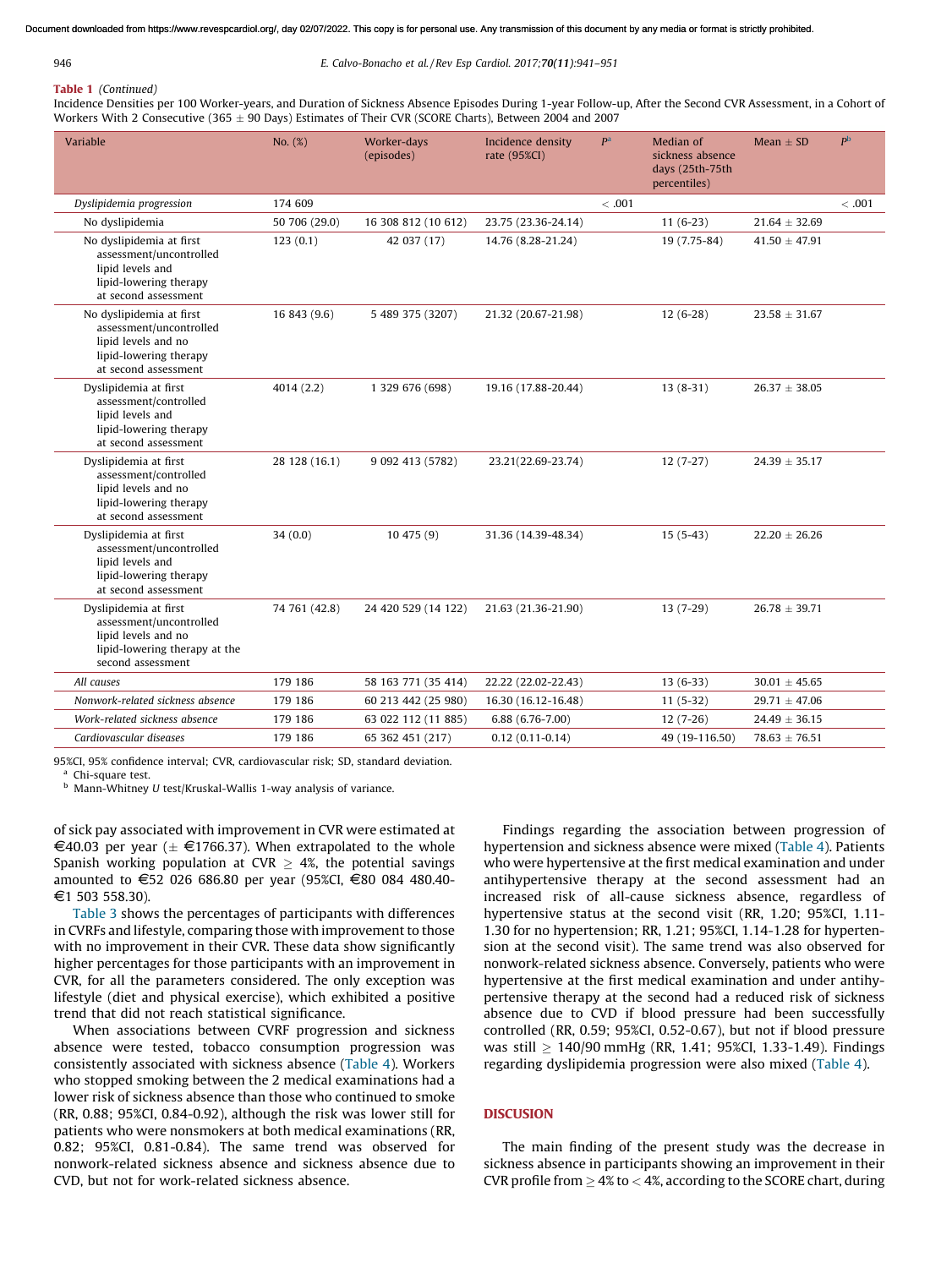**Table 1** *(Continued)*

Incidence Densities per 100 Worker-years, and Duration of Sickness Absence Episodes During 1-year Follow-up, After the Second CVR Assessment, in a Cohort of Workers With 2 Consecutive (365 ± 90 Days) Estimates of Their CVR (SCORE Charts), Between 2004 and 2007

| Variable | No. (%) | Worker-days (episodes) | Incidence density rate (95%CI) | P[a] | Median of sickness absence days (25th-75th percentiles) | Mean ± SD | P[b] |
|---|---|---|---|---|---|---|---|
| *Dyslipidemia progression* | 174 609 | | | < .001 | | | < .001 |
| No dyslipidemia | 50 706 (29.0) | 16 308 812 (10 612) | 23.75 (23.36-24.14) | | 11 (6-23) | 21.64 ± 32.69 | |
| No dyslipidemia at first assessment/uncontrolled lipid levels and lipid-lowering therapy at second assessment | 123 (0.1) | 42 037 (17) | 14.76 (8.28-21.24) | | 19 (7.75-84) | 41.50 ± 47.91 | |
| No dyslipidemia at first assessment/uncontrolled lipid levels and no lipid-lowering therapy at second assessment | 16 843 (9.6) | 5 489 375 (3207) | 21.32 (20.67-21.98) | | 12 (6-28) | 23.58 ± 31.67 | |
| Dyslipidemia at first assessment/controlled lipid levels and lipid-lowering therapy at second assessment | 4014 (2.2) | 1 329 676 (698) | 19.16 (17.88-20.44) | | 13 (8-31) | 26.37 ± 38.05 | |
| Dyslipidemia at first assessment/controlled lipid levels and no lipid-lowering therapy at second assessment | 28 128 (16.1) | 9 092 413 (5782) | 23.21(22.69-23.74) | | 12 (7-27) | 24.39 ± 35.17 | |
| Dyslipidemia at first assessment/uncontrolled lipid levels and lipid-lowering therapy at second assessment | 34 (0.0) | 10 475 (9) | 31.36 (14.39-48.34) | | 15 (5-43) | 22.20 ± 26.26 | |
| Dyslipidemia at first assessment/uncontrolled lipid levels and no lipid-lowering therapy at the second assessment | 74 761 (42.8) | 24 420 529 (14 122) | 21.63 (21.36-21.90) | | 13 (7-29) | 26.78 ± 39.71 | |
| *All causes* | 179 186 | 58 163 771 (35 414) | 22.22 (22.02-22.43) | | 13 (6-33) | 30.01 ± 45.65 | |
| *Nonwork-related sickness absence* | 179 186 | 60 213 442 (25 980) | 16.30 (16.12-16.48) | | 11 (5-32) | 29.71 ± 47.06 | |
| *Work-related sickness absence* | 179 186 | 63 022 112 (11 885) | 6.88 (6.76-7.00) | | 12 (7-26) | 24.49 ± 36.15 | |
| *Cardiovascular diseases* | 179 186 | 65 362 451 (217) | 0.12 (0.11-0.14) | | 49 (19-116.50) | 78.63 ± 76.51 | |

95%CI, 95% confidence interval; CVR, cardiovascular risk; SD, standard deviation.
[a] Chi-square test.
[b] Mann-Whitney U test/Kruskal-Wallis 1-way analysis of variance.

of sick pay associated with improvement in CVR were estimated at €40.03 per year (± €1766.37). When extrapolated to the whole Spanish working population at CVR ≥ 4%, the potential savings amounted to €52 026 686.80 per year (95%CI, €80 084 480.40-€1 503 558.30).

Table 3 shows the percentages of participants with differences in CVRFs and lifestyle, comparing those with improvement to those with no improvement in their CVR. These data show significantly higher percentages for those participants with an improvement in CVR, for all the parameters considered. The only exception was lifestyle (diet and physical exercise), which exhibited a positive trend that did not reach statistical significance.

When associations between CVRF progression and sickness absence were tested, tobacco consumption progression was consistently associated with sickness absence (Table 4). Workers who stopped smoking between the 2 medical examinations had a lower risk of sickness absence than those who continued to smoke (RR, 0.88; 95%CI, 0.84-0.92), although the risk was lower still for patients who were nonsmokers at both medical examinations (RR, 0.82; 95%CI, 0.81-0.84). The same trend was observed for nonwork-related sickness absence and sickness absence due to CVD, but not for work-related sickness absence.

Findings regarding the association between progression of hypertension and sickness absence were mixed (Table 4). Patients who were hypertensive at the first medical examination and under antihypertensive therapy at the second assessment had an increased risk of all-cause sickness absence, regardless of hypertensive status at the second visit (RR, 1.20; 95%CI, 1.11-1.30 for no hypertension; RR, 1.21; 95%CI, 1.14-1.28 for hypertension at the second visit). The same trend was also observed for nonwork-related sickness absence. Conversely, patients who were hypertensive at the first medical examination and under antihypertensive therapy at the second had a reduced risk of sickness absence due to CVD if blood pressure had been successfully controlled (RR, 0.59; 95%CI, 0.52-0.67), but not if blood pressure was still ≥ 140/90 mmHg (RR, 1.41; 95%CI, 1.33-1.49). Findings regarding dyslipidemia progression were also mixed (Table 4).

## DISCUSSION

The main finding of the present study was the decrease in sickness absence in participants showing an improvement in their CVR profile from ≥ 4% to < 4%, according to the SCORE chart, during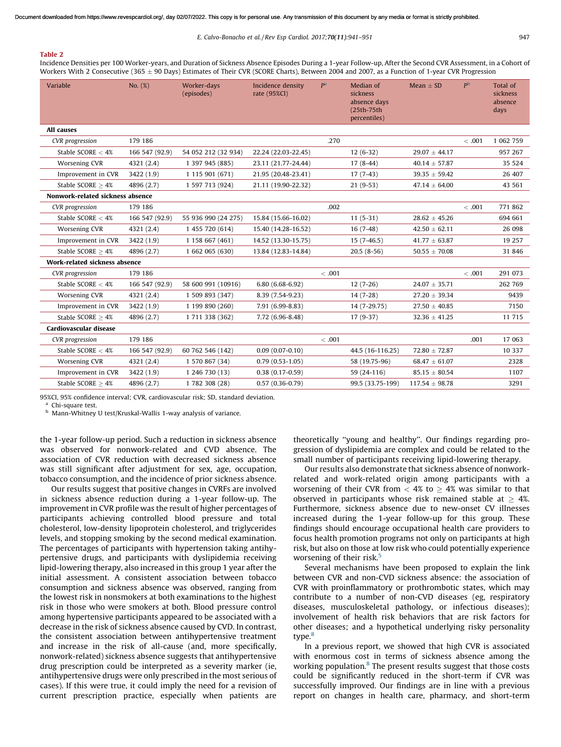**Table 2**

Incidence Densities per 100 Worker-years, and Duration of Sickness Absence Episodes During a 1-year Follow-up, After the Second CVR Assessment, in a Cohort of Workers With 2 Consecutive (365 ± 90 Days) Estimates of Their CVR (SCORE Charts), Between 2004 and 2007, as a Function of 1-year CVR Progression

| Variable | No. (%) | Worker-days (episodes) | Incidence density rate (95%CI) | P[a] | Median of sickness absence days (25th-75th percentiles) | Mean ± SD | P[b] | Total of sickness absence days |
|---|---|---|---|---|---|---|---|---|
| **All causes** | | | | | | | | |
| *CVR progression* | 179 186 | | | .270 | | | < .001 | 1 062 759 |
| Stable SCORE < 4% | 166 547 (92.9) | 54 052 212 (32 934) | 22.24 (22.03-22.45) | | 12 (6-32) | 29.07 ± 44.17 | | 957 267 |
| Worsening CVR | 4321 (2.4) | 1 397 945 (885) | 23.11 (21.77-24.44) | | 17 (8-44) | 40.14 ± 57.87 | | 35 524 |
| Improvement in CVR | 3422 (1.9) | 1 115 901 (671) | 21.95 (20.48-23.41) | | 17 (7-43) | 39.35 ± 59.42 | | 26 407 |
| Stable SCORE ≥ 4% | 4896 (2.7) | 1 597 713 (924) | 21.11 (19.90-22.32) | | 21 (9-53) | 47.14 ± 64.00 | | 43 561 |
| **Nonwork-related sickness absence** | | | | | | | | |
| *CVR progression* | 179 186 | | | .002 | | | < .001 | 771 862 |
| Stable SCORE < 4% | 166 547 (92.9) | 55 936 990 (24 275) | 15.84 (15.66-16.02) | | 11 (5-31) | 28.62 ± 45.26 | | 694 661 |
| Worsening CVR | 4321 (2.4) | 1 455 720 (614) | 15.40 (14.28-16.52) | | 16 (7-48) | 42.50 ± 62.11 | | 26 098 |
| Improvement in CVR | 3422 (1.9) | 1 158 667 (461) | 14.52 (13.30-15.75) | | 15 (7-46.5) | 41.77 ± 63.87 | | 19 257 |
| Stable SCORE ≥ 4% | 4896 (2.7) | 1 662 065 (630) | 13.84 (12.83-14.84) | | 20.5 (8-56) | 50.55 ± 70.08 | | 31 846 |
| **Work-related sickness absence** | | | | | | | | |
| *CVR progression* | 179 186 | | | < .001 | | | < .001 | 291 073 |
| Stable SCORE < 4% | 166 547 (92.9) | 58 600 991 (10916) | 6.80 (6.68-6.92) | | 12 (7-26) | 24.07 ± 35.71 | | 262 769 |
| Worsening CVR | 4321 (2.4) | 1 509 893 (347) | 8.39 (7.54-9.23) | | 14 (7-28) | 27.20 ± 39.34 | | 9439 |
| Improvement in CVR | 3422 (1.9) | 1 199 890 (260) | 7.91 (6.99-8.83) | | 14 (7-29.75) | 27.50 ± 40.85 | | 7150 |
| Stable SCORE ≥ 4% | 4896 (2.7) | 1 711 338 (362) | 7.72 (6.96-8.48) | | 17 (9-37) | 32.36 ± 41.25 | | 11 715 |
| **Cardiovascular disease** | | | | | | | | |
| *CVR progression* | 179 186 | | | < .001 | | | .001 | 17 063 |
| Stable SCORE < 4% | 166 547 (92.9) | 60 762 546 (142) | 0.09 (0.07-0.10) | | 44.5 (16-116.25) | 72.80 ± 72.87 | | 10 337 |
| Worsening CVR | 4321 (2.4) | 1 570 867 (34) | 0.79 (0.53-1.05) | | 58 (19.75-96) | 68.47 ± 61.07 | | 2328 |
| Improvement in CVR | 3422 (1.9) | 1 246 730 (13) | 0.38 (0.17-0.59) | | 59 (24-116) | 85.15 ± 80.54 | | 1107 |
| Stable SCORE ≥ 4% | 4896 (2.7) | 1 782 308 (28) | 0.57 (0.36-0.79) | | 99.5 (33.75-199) | 117.54 ± 98.78 | | 3291 |

95%CI, 95% confidence interval; CVR, cardiovascular risk; SD, standard deviation.
[a] Chi-square test.
[b] Mann-Whitney U test/Kruskal-Wallis 1-way analysis of variance.

the 1-year follow-up period. Such a reduction in sickness absence was observed for nonwork-related and CVD absence. The association of CVR reduction with decreased sickness absence was still significant after adjustment for sex, age, occupation, tobacco consumption, and the incidence of prior sickness absence.

Our results suggest that positive changes in CVRFs are involved in sickness absence reduction during a 1-year follow-up. The improvement in CVR profile was the result of higher percentages of participants achieving controlled blood pressure and total cholesterol, low-density lipoprotein cholesterol, and triglycerides levels, and stopping smoking by the second medical examination. The percentages of participants with hypertension taking antihypertensive drugs, and participants with dyslipidemia receiving lipid-lowering therapy, also increased in this group 1 year after the initial assessment. A consistent association between tobacco consumption and sickness absence was observed, ranging from the lowest risk in nonsmokers at both examinations to the highest risk in those who were smokers at both. Blood pressure control among hypertensive participants appeared to be associated with a decrease in the risk of sickness absence caused by CVD. In contrast, the consistent association between antihypertensive treatment and an increase in the risk of all-cause (and, more specifically, nonwork-related) sickness absence suggests that antihypertensive drug prescription could be interpreted as a severity marker (ie, antihypertensive drugs were only prescribed in the most serious of cases). If this were true, it could imply the need for a revision of current prescription practice, especially when patients are theoretically "young and healthy". Our findings regarding progression of dyslipidemia are complex and could be related to the small number of participants receiving lipid-lowering therapy.

Our results also demonstrate that sickness absence of nonwork-related and work-related origin among participants with a worsening of their CVR from < 4% to ≥ 4% was similar to that observed in participants whose risk remained stable at ≥ 4%. Furthermore, sickness absence due to new-onset CV illnesses increased during the 1-year follow-up for this group. These findings should encourage occupational health care providers to focus health promotion programs not only on participants at high risk, but also on those at low risk who could potentially experience worsening of their risk.[5]

Several mechanisms have been proposed to explain the link between CVR and non-CVD sickness absence: the association of CVR with proinflammatory or prothrombotic states, which may contribute to a number of non-CVD diseases (eg, respiratory diseases, musculoskeletal pathology, or infectious diseases); involvement of health risk behaviors that are risk factors for other diseases; and a hypothetical underlying risky personality type.[8]

In a previous report, we showed that high CVR is associated with enormous cost in terms of sickness absence among the working population.[8] The present results suggest that those costs could be significantly reduced in the short-term if CVR was successfully improved. Our findings are in line with a previous report on changes in health care, pharmacy, and short-term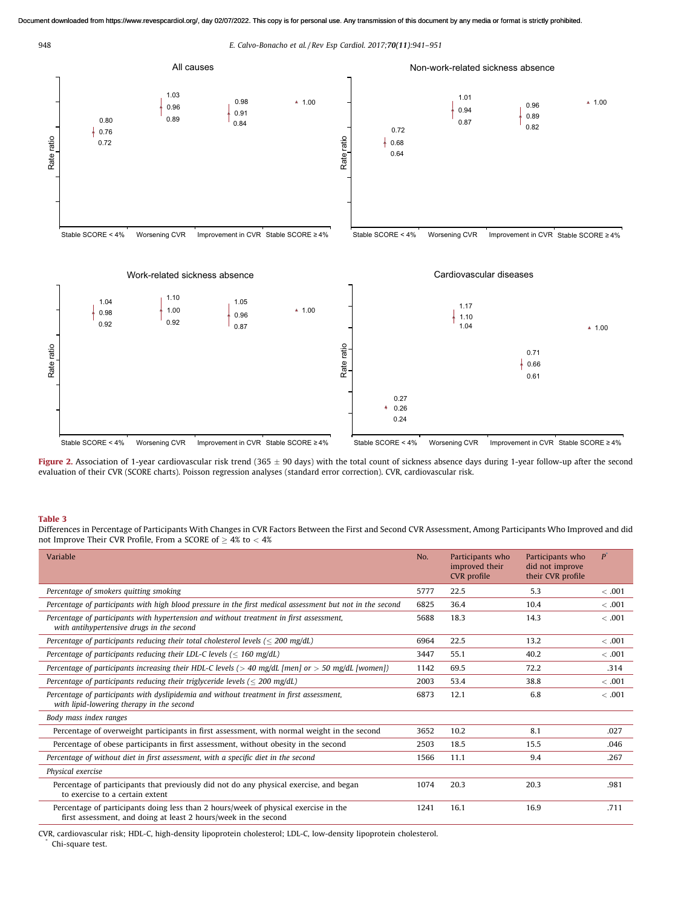**Figure 2.** Association of 1-year cardiovascular risk trend (365 ± 90 days) with the total count of sickness absence days during 1-year follow-up after the second evaluation of their CVR (SCORE charts). Poisson regression analyses (standard error correction). CVR, cardiovascular risk.

**Table 3**

Differences in Percentage of Participants With Changes in CVR Factors Between the First and Second CVR Assessment, Among Participants Who Improved and did not Improve Their CVR Profile, From a SCORE of ≥ 4% to < 4%

| Variable | No. | Participants who improved their CVR profile | Participants who did not improve their CVR profile | P[*] |
|---|---|---|---|---|
| *Percentage of smokers quitting smoking* | 5777 | 22.5 | 5.3 | < .001 |
| *Percentage of participants with high blood pressure in the first medical assessment but not in the second* | 6825 | 36.4 | 10.4 | < .001 |
| *Percentage of participants with hypertension and without treatment in first assessment, with antihypertensive drugs in the second* | 5688 | 18.3 | 14.3 | < .001 |
| *Percentage of participants reducing their total cholesterol levels (≤ 200 mg/dL)* | 6964 | 22.5 | 13.2 | < .001 |
| *Percentage of participants reducing their LDL-C levels (≤ 160 mg/dL)* | 3447 | 55.1 | 40.2 | < .001 |
| *Percentage of participants increasing their HDL-C levels (> 40 mg/dL [men] or > 50 mg/dL [women])* | 1142 | 69.5 | 72.2 | .314 |
| *Percentage of participants reducing their triglyceride levels (≤ 200 mg/dL)* | 2003 | 53.4 | 38.8 | < .001 |
| *Percentage of participants with dyslipidemia and without treatment in first assessment, with lipid-lowering therapy in the second* | 6873 | 12.1 | 6.8 | < .001 |
| *Body mass index ranges* | | | | |
| Percentage of overweight participants in first assessment, with normal weight in the second | 3652 | 10.2 | 8.1 | .027 |
| Percentage of obese participants in first assessment, without obesity in the second | 2503 | 18.5 | 15.5 | .046 |
| *Percentage of without diet in first assessment, with a specific diet in the second* | 1566 | 11.1 | 9.4 | .267 |
| *Physical exercise* | | | | |
| Percentage of participants that previously did not do any physical exercise, and began to exercise to a certain extent | 1074 | 20.3 | 20.3 | .981 |
| Percentage of participants doing less than 2 hours/week of physical exercise in the first assessment, and doing at least 2 hours/week in the second | 1241 | 16.1 | 16.9 | .711 |

CVR, cardiovascular risk; HDL-C, high-density lipoprotein cholesterol; LDL-C, low-density lipoprotein cholesterol.

[*] Chi-square test.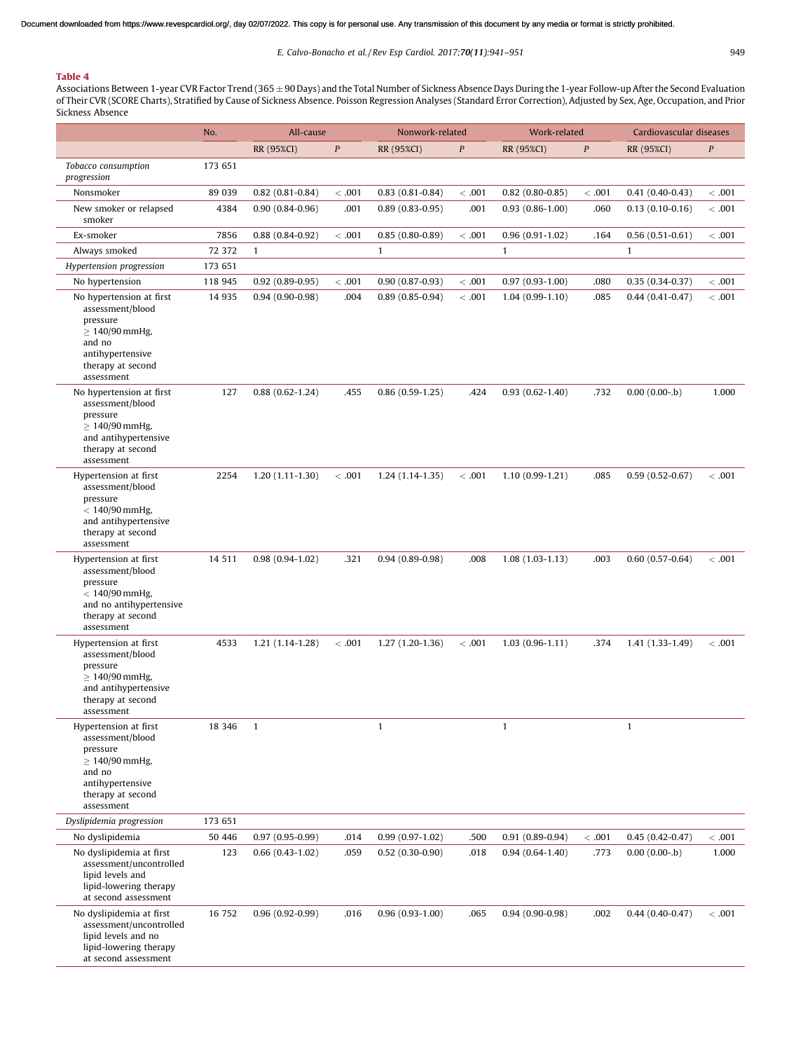**Table 4**

Associations Between 1-year CVR Factor Trend (365 ± 90 Days) and the Total Number of Sickness Absence Days During the 1-year Follow-up After the Second Evaluation of Their CVR (SCORE Charts), Stratified by Cause of Sickness Absence. Poisson Regression Analyses (Standard Error Correction), Adjusted by Sex, Age, Occupation, and Prior Sickness Absence

| | No. | All-cause | | Nonwork-related | | Work-related | | Cardiovascular diseases | |
|---|---|---|---|---|---|---|---|---|---|
| | | RR (95%CI) | P | RR (95%CI) | P | RR (95%CI) | P | RR (95%CI) | P |
| *Tobacco consumption progression* | 173 651 | | | | | | | | |
| Nonsmoker | 89 039 | 0.82 (0.81-0.84) | < .001 | 0.83 (0.81-0.84) | < .001 | 0.82 (0.80-0.85) | < .001 | 0.41 (0.40-0.43) | < .001 |
| New smoker or relapsed smoker | 4384 | 0.90 (0.84-0.96) | .001 | 0.89 (0.83-0.95) | .001 | 0.93 (0.86-1.00) | .060 | 0.13 (0.10-0.16) | < .001 |
| Ex-smoker | 7856 | 0.88 (0.84-0.92) | < .001 | 0.85 (0.80-0.89) | < .001 | 0.96 (0.91-1.02) | .164 | 0.56 (0.51-0.61) | < .001 |
| Always smoked | 72 372 | 1 | | 1 | | 1 | | 1 | |
| *Hypertension progression* | 173 651 | | | | | | | | |
| No hypertension | 118 945 | 0.92 (0.89-0.95) | < .001 | 0.90 (0.87-0.93) | < .001 | 0.97 (0.93-1.00) | .080 | 0.35 (0.34-0.37) | < .001 |
| No hypertension at first assessment/blood pressure ≥ 140/90 mmHg, and no antihypertensive therapy at second assessment | 14 935 | 0.94 (0.90-0.98) | .004 | 0.89 (0.85-0.94) | < .001 | 1.04 (0.99-1.10) | .085 | 0.44 (0.41-0.47) | < .001 |
| No hypertension at first assessment/blood pressure ≥ 140/90 mmHg, and antihypertensive therapy at second assessment | 127 | 0.88 (0.62-1.24) | .455 | 0.86 (0.59-1.25) | .424 | 0.93 (0.62-1.40) | .732 | 0.00 (0.00-.b) | 1.000 |
| Hypertension at first assessment/blood pressure < 140/90 mmHg, and antihypertensive therapy at second assessment | 2254 | 1.20 (1.11-1.30) | < .001 | 1.24 (1.14-1.35) | < .001 | 1.10 (0.99-1.21) | .085 | 0.59 (0.52-0.67) | < .001 |
| Hypertension at first assessment/blood pressure < 140/90 mmHg, and no antihypertensive therapy at second assessment | 14 511 | 0.98 (0.94-1.02) | .321 | 0.94 (0.89-0.98) | .008 | 1.08 (1.03-1.13) | .003 | 0.60 (0.57-0.64) | < .001 |
| Hypertension at first assessment/blood pressure ≥ 140/90 mmHg, and antihypertensive therapy at second assessment | 4533 | 1.21 (1.14-1.28) | < .001 | 1.27 (1.20-1.36) | < .001 | 1.03 (0.96-1.11) | .374 | 1.41 (1.33-1.49) | < .001 |
| Hypertension at first assessment/blood pressure ≥ 140/90 mmHg, and no antihypertensive therapy at second assessment | 18 346 | 1 | | 1 | | 1 | | 1 | |
| *Dyslipidemia progression* | 173 651 | | | | | | | | |
| No dyslipidemia | 50 446 | 0.97 (0.95-0.99) | .014 | 0.99 (0.97-1.02) | .500 | 0.91 (0.89-0.94) | < .001 | 0.45 (0.42-0.47) | < .001 |
| No dyslipidemia at first assessment/uncontrolled lipid levels and lipid-lowering therapy at second assessment | 123 | 0.66 (0.43-1.02) | .059 | 0.52 (0.30-0.90) | .018 | 0.94 (0.64-1.40) | .773 | 0.00 (0.00-.b) | 1.000 |
| No dyslipidemia at first assessment/uncontrolled lipid levels and no lipid-lowering therapy at second assessment | 16 752 | 0.96 (0.92-0.99) | .016 | 0.96 (0.93-1.00) | .065 | 0.94 (0.90-0.98) | .002 | 0.44 (0.40-0.47) | < .001 |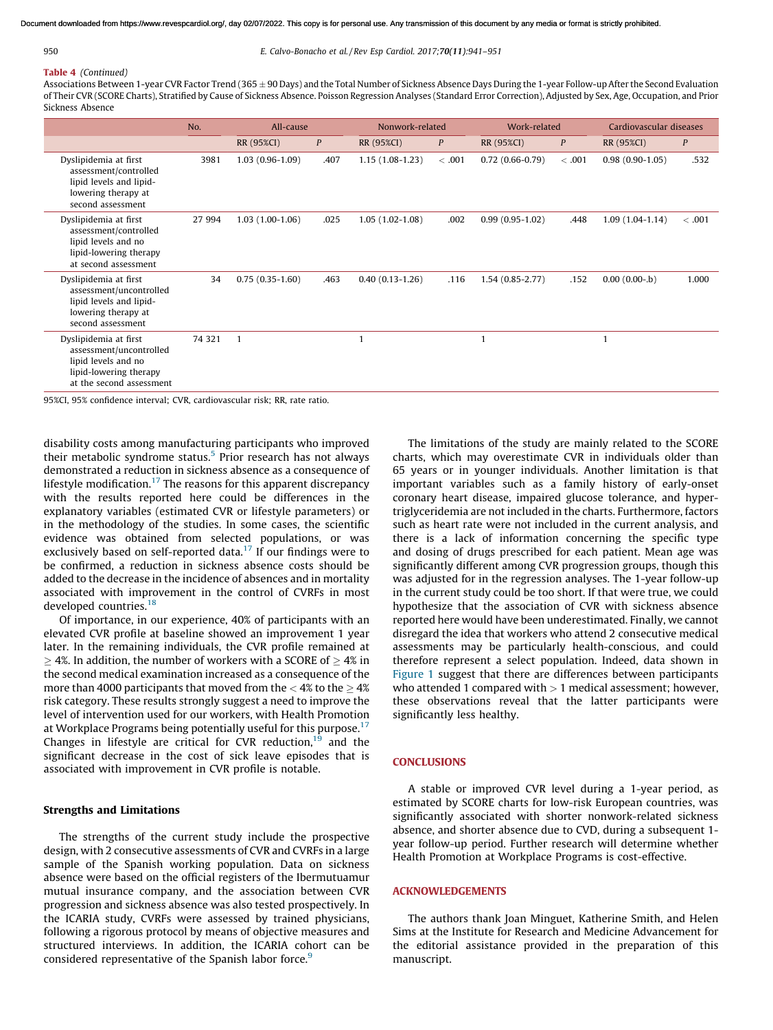**Table 4** *(Continued)*

Associations Between 1-year CVR Factor Trend (365 ± 90 Days) and the Total Number of Sickness Absence Days During the 1-year Follow-up After the Second Evaluation of Their CVR (SCORE Charts), Stratified by Cause of Sickness Absence. Poisson Regression Analyses (Standard Error Correction), Adjusted by Sex, Age, Occupation, and Prior Sickness Absence

| | No. | All-cause | | Nonwork-related | | Work-related | | Cardiovascular diseases | |
|---|---|---|---|---|---|---|---|---|---|
| | | RR (95%CI) | *P* | RR (95%CI) | *P* | RR (95%CI) | *P* | RR (95%CI) | *P* |
| Dyslipidemia at first assessment/controlled lipid levels and lipid-lowering therapy at second assessment | 3981 | 1.03 (0.96-1.09) | .407 | 1.15 (1.08-1.23) | < .001 | 0.72 (0.66-0.79) | < .001 | 0.98 (0.90-1.05) | .532 |
| Dyslipidemia at first assessment/controlled lipid levels and no lipid-lowering therapy at second assessment | 27 994 | 1.03 (1.00-1.06) | .025 | 1.05 (1.02-1.08) | .002 | 0.99 (0.95-1.02) | .448 | 1.09 (1.04-1.14) | < .001 |
| Dyslipidemia at first assessment/uncontrolled lipid levels and lipid-lowering therapy at second assessment | 34 | 0.75 (0.35-1.60) | .463 | 0.40 (0.13-1.26) | .116 | 1.54 (0.85-2.77) | .152 | 0.00 (0.00-.b) | 1.000 |
| Dyslipidemia at first assessment/uncontrolled lipid levels and no lipid-lowering therapy at the second assessment | 74 321 | 1 | | 1 | | 1 | | 1 | |

95%CI, 95% confidence interval; CVR, cardiovascular risk; RR, rate ratio.

disability costs among manufacturing participants who improved their metabolic syndrome status.[5] Prior research has not always demonstrated a reduction in sickness absence as a consequence of lifestyle modification.[17] The reasons for this apparent discrepancy with the results reported here could be differences in the explanatory variables (estimated CVR or lifestyle parameters) or in the methodology of the studies. In some cases, the scientific evidence was obtained from selected populations, or was exclusively based on self-reported data.[17] If our findings were to be confirmed, a reduction in sickness absence costs should be added to the decrease in the incidence of absences and in mortality associated with improvement in the control of CVRFs in most developed countries.[18]

Of importance, in our experience, 40% of participants with an elevated CVR profile at baseline showed an improvement 1 year later. In the remaining individuals, the CVR profile remained at ≥ 4%. In addition, the number of workers with a SCORE of ≥ 4% in the second medical examination increased as a consequence of the more than 4000 participants that moved from the < 4% to the ≥ 4% risk category. These results strongly suggest a need to improve the level of intervention used for our workers, with Health Promotion at Workplace Programs being potentially useful for this purpose.[17] Changes in lifestyle are critical for CVR reduction,[19] and the significant decrease in the cost of sick leave episodes that is associated with improvement in CVR profile is notable.

### Strengths and Limitations

The strengths of the current study include the prospective design, with 2 consecutive assessments of CVR and CVRFs in a large sample of the Spanish working population. Data on sickness absence were based on the official registers of the Ibermutuamur mutual insurance company, and the association between CVR progression and sickness absence was also tested prospectively. In the ICARIA study, CVRFs were assessed by trained physicians, following a rigorous protocol by means of objective measures and structured interviews. In addition, the ICARIA cohort can be considered representative of the Spanish labor force.[9]

The limitations of the study are mainly related to the SCORE charts, which may overestimate CVR in individuals older than 65 years or in younger individuals. Another limitation is that important variables such as a family history of early-onset coronary heart disease, impaired glucose tolerance, and hypertriglyceridemia are not included in the charts. Furthermore, factors such as heart rate were not included in the current analysis, and there is a lack of information concerning the specific type and dosing of drugs prescribed for each patient. Mean age was significantly different among CVR progression groups, though this was adjusted for in the regression analyses. The 1-year follow-up in the current study could be too short. If that were true, we could hypothesize that the association of CVR with sickness absence reported here would have been underestimated. Finally, we cannot disregard the idea that workers who attend 2 consecutive medical assessments may be particularly health-conscious, and could therefore represent a select population. Indeed, data shown in Figure 1 suggest that there are differences between participants who attended 1 compared with > 1 medical assessment; however, these observations reveal that the latter participants were significantly less healthy.

## CONCLUSIONS

A stable or improved CVR level during a 1-year period, as estimated by SCORE charts for low-risk European countries, was significantly associated with shorter nonwork-related sickness absence, and shorter absence due to CVD, during a subsequent 1-year follow-up period. Further research will determine whether Health Promotion at Workplace Programs is cost-effective.

## ACKNOWLEDGEMENTS

The authors thank Joan Minguet, Katherine Smith, and Helen Sims at the Institute for Research and Medicine Advancement for the editorial assistance provided in the preparation of this manuscript.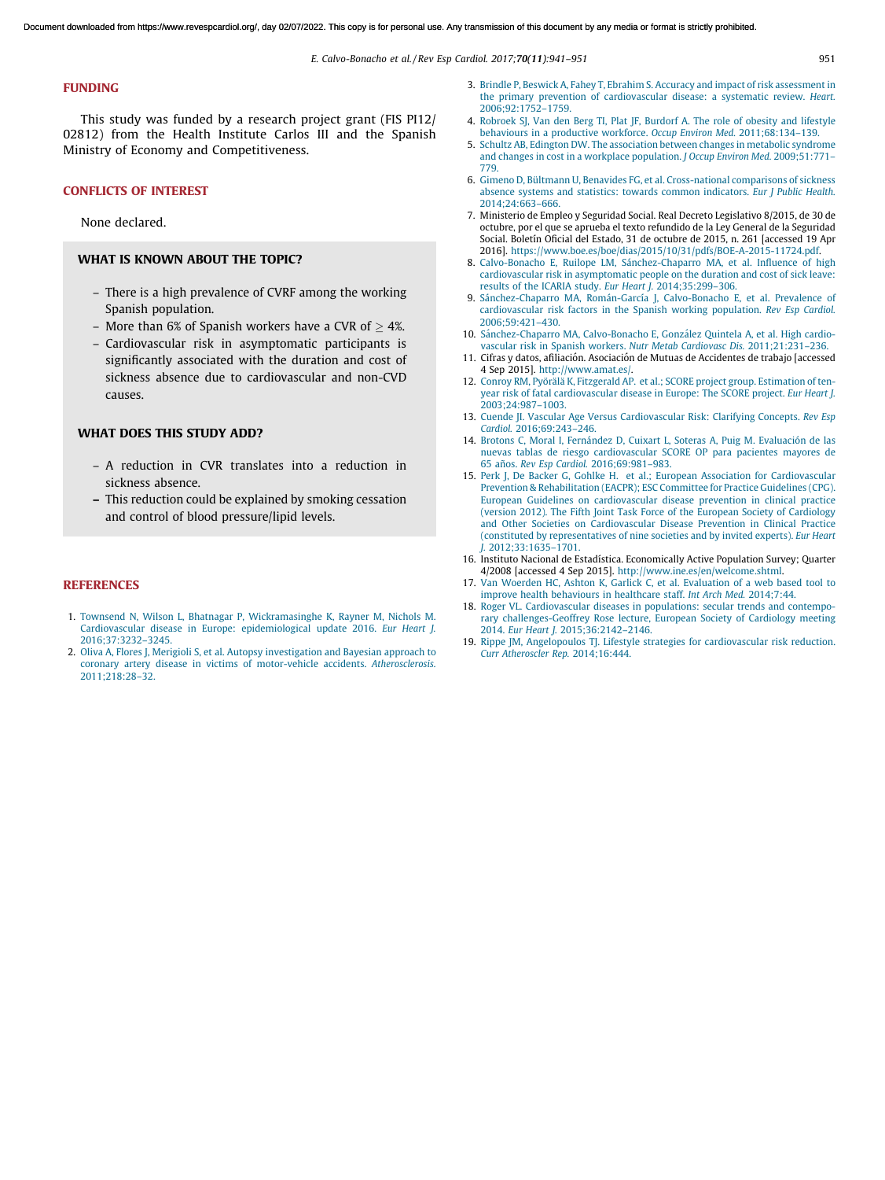## FUNDING

This study was funded by a research project grant (FIS PI12/02812) from the Health Institute Carlos III and the Spanish Ministry of Economy and Competitiveness.

## CONFLICTS OF INTEREST

None declared.

### WHAT IS KNOWN ABOUT THE TOPIC?

- There is a high prevalence of CVRF among the working Spanish population.
- More than 6% of Spanish workers have a CVR of ≥ 4%.
- Cardiovascular risk in asymptomatic participants is significantly associated with the duration and cost of sickness absence due to cardiovascular and non-CVD causes.

### WHAT DOES THIS STUDY ADD?

- A reduction in CVR translates into a reduction in sickness absence.
- This reduction could be explained by smoking cessation and control of blood pressure/lipid levels.

## REFERENCES

1. Townsend N, Wilson L, Bhatnagar P, Wickramasinghe K, Rayner M, Nichols M. Cardiovascular disease in Europe: epidemiological update 2016. *Eur Heart J.* 2016;37:3232–3245.
2. Oliva A, Flores J, Merigioli S, et al. Autopsy investigation and Bayesian approach to coronary artery disease in victims of motor-vehicle accidents. *Atherosclerosis.* 2011;218:28–32.
3. Brindle P, Beswick A, Fahey T, Ebrahim S. Accuracy and impact of risk assessment in the primary prevention of cardiovascular disease: a systematic review. *Heart.* 2006;92:1752–1759.
4. Robroek SJ, Van den Berg TI, Plat JF, Burdorf A. The role of obesity and lifestyle behaviours in a productive workforce. *Occup Environ Med.* 2011;68:134–139.
5. Schultz AB, Edington DW. The association between changes in metabolic syndrome and changes in cost in a workplace population. *J Occup Environ Med.* 2009;51:771–779.
6. Gimeno D, Bültmann U, Benavides FG, et al. Cross-national comparisons of sickness absence systems and statistics: towards common indicators. *Eur J Public Health.* 2014;24:663–666.
7. Ministerio de Empleo y Seguridad Social. Real Decreto Legislativo 8/2015, de 30 de octubre, por el que se aprueba el texto refundido de la Ley General de la Seguridad Social. Boletín Oficial del Estado, 31 de octubre de 2015, n. 261 [accessed 19 Apr 2016]. https://www.boe.es/boe/dias/2015/10/31/pdfs/BOE-A-2015-11724.pdf.
8. Calvo-Bonacho E, Ruilope LM, Sánchez-Chaparro MA, et al. Influence of high cardiovascular risk in asymptomatic people on the duration and cost of sick leave: results of the ICARIA study. *Eur Heart J.* 2014;35:299–306.
9. Sánchez-Chaparro MA, Román-García J, Calvo-Bonacho E, et al. Prevalence of cardiovascular risk factors in the Spanish working population. *Rev Esp Cardiol.* 2006;59:421–430.
10. Sánchez-Chaparro MA, Calvo-Bonacho E, González Quintela A, et al. High cardiovascular risk in Spanish workers. *Nutr Metab Cardiovasc Dis.* 2011;21:231–236.
11. Cifras y datos, afiliación. Asociación de Mutuas de Accidentes de trabajo [accessed 4 Sep 2015]. http://www.amat.es/.
12. Conroy RM, Pyörälä K, Fitzgerald AP. et al.; SCORE project group. Estimation of ten-year risk of fatal cardiovascular disease in Europe: The SCORE project. *Eur Heart J.* 2003;24:987–1003.
13. Cuende JI. Vascular Age Versus Cardiovascular Risk: Clarifying Concepts. *Rev Esp Cardiol.* 2016;69:243–246.
14. Brotons C, Moral I, Fernández D, Cuixart L, Soteras A, Puig M. Evaluación de las nuevas tablas de riesgo cardiovascular SCORE OP para pacientes mayores de 65 años. *Rev Esp Cardiol.* 2016;69:981–983.
15. Perk J, De Backer G, Gohlke H. et al.; European Association for Cardiovascular Prevention & Rehabilitation (EACPR); ESC Committee for Practice Guidelines (CPG). European Guidelines on cardiovascular disease prevention in clinical practice (version 2012). The Fifth Joint Task Force of the European Society of Cardiology and Other Societies on Cardiovascular Disease Prevention in Clinical Practice (constituted by representatives of nine societies and by invited experts). *Eur Heart J.* 2012;33:1635–1701.
16. Instituto Nacional de Estadística. Economically Active Population Survey; Quarter 4/2008 [accessed 4 Sep 2015]. http://www.ine.es/en/welcome.shtml.
17. Van Woerden HC, Ashton K, Garlick C, et al. Evaluation of a web based tool to improve health behaviours in healthcare staff. *Int Arch Med.* 2014;7:44.
18. Roger VL. Cardiovascular diseases in populations: secular trends and contemporary challenges-Geoffrey Rose lecture, European Society of Cardiology meeting 2014. *Eur Heart J.* 2015;36:2142–2146.
19. Rippe JM, Angelopoulos TJ. Lifestyle strategies for cardiovascular risk reduction. *Curr Atheroscler Rep.* 2014;16:444.